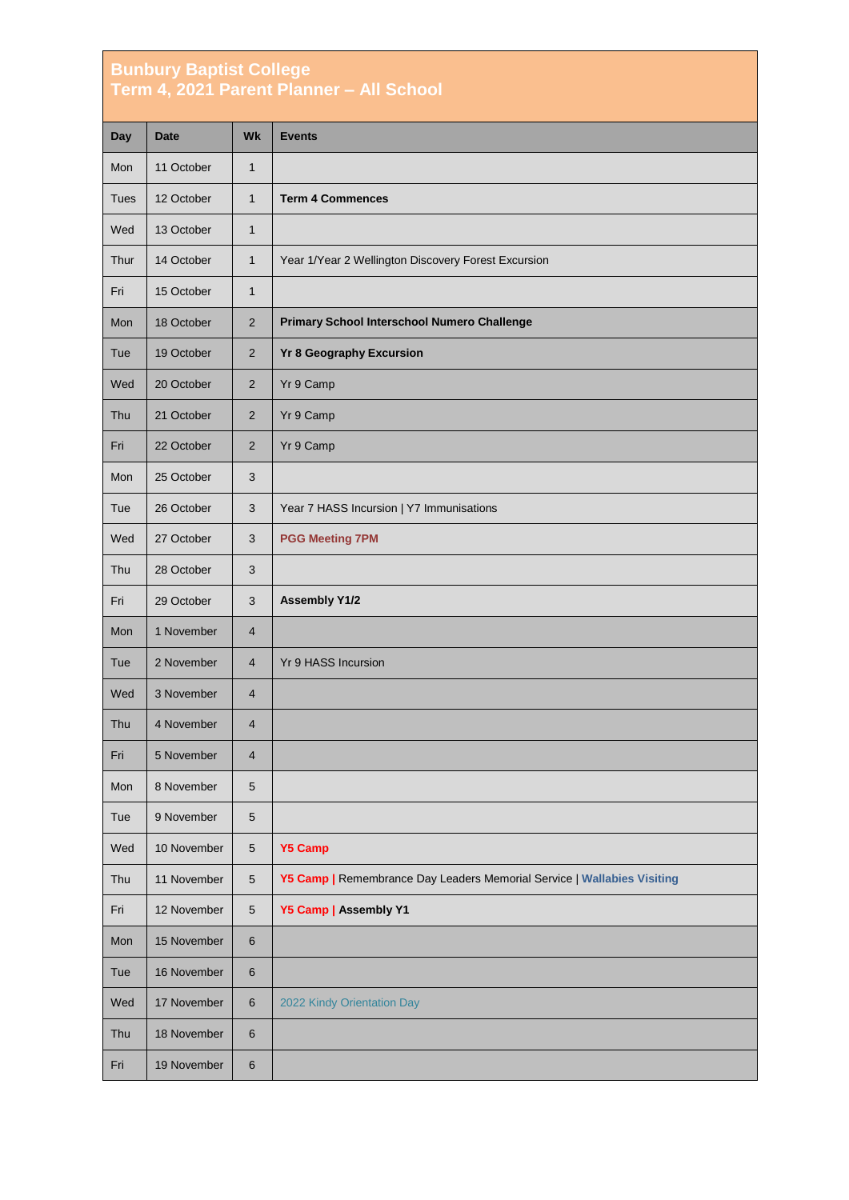# Bunbury Baptist College
## Term 4, 2021 Parent Planner – All School

| Day | Date | Wk | Events |
|---|---|---|---|
| Mon | 11 October | 1 | |
| Tues | 12 October | 1 | **Term 4 Commences** |
| Wed | 13 October | 1 | |
| Thur | 14 October | 1 | Year 1/Year 2 Wellington Discovery Forest Excursion |
| Fri | 15 October | 1 | |
| Mon | 18 October | 2 | **Primary School Interschool Numero Challenge** |
| Tue | 19 October | 2 | **Yr 8 Geography Excursion** |
| Wed | 20 October | 2 | Yr 9 Camp |
| Thu | 21 October | 2 | Yr 9 Camp |
| Fri | 22 October | 2 | Yr 9 Camp |
| Mon | 25 October | 3 | |
| Tue | 26 October | 3 | Year 7 HASS Incursion \| Y7 Immunisations |
| Wed | 27 October | 3 | **PGG Meeting 7PM** |
| Thu | 28 October | 3 | |
| Fri | 29 October | 3 | **Assembly Y1/2** |
| Mon | 1 November | 4 | |
| Tue | 2 November | 4 | Yr 9 HASS Incursion |
| Wed | 3 November | 4 | |
| Thu | 4 November | 4 | |
| Fri | 5 November | 4 | |
| Mon | 8 November | 5 | |
| Tue | 9 November | 5 | |
| Wed | 10 November | 5 | **Y5 Camp** |
| Thu | 11 November | 5 | **Y5 Camp \|** Remembrance Day Leaders Memorial Service \| **Wallabies Visiting** |
| Fri | 12 November | 5 | **Y5 Camp \| Assembly Y1** |
| Mon | 15 November | 6 | |
| Tue | 16 November | 6 | |
| Wed | 17 November | 6 | 2022 Kindy Orientation Day |
| Thu | 18 November | 6 | |
| Fri | 19 November | 6 | |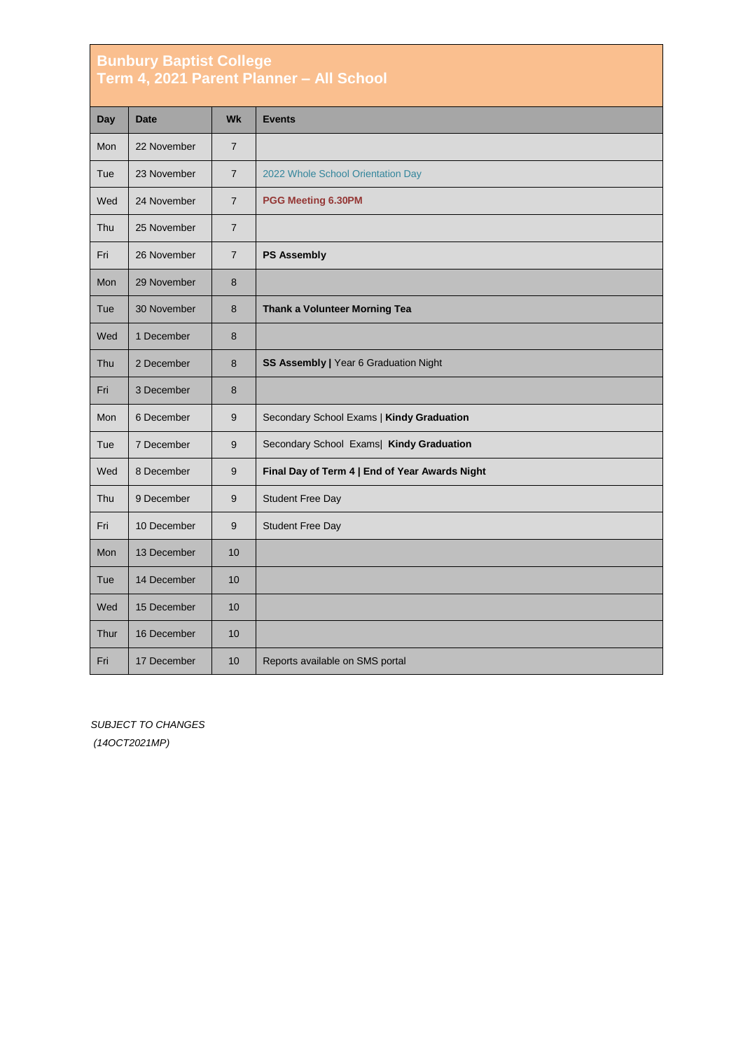# Bunbury Baptist College
## Term 4, 2021 Parent Planner – All School

| Day | Date | Wk | Events |
|---|---|---|---|
| Mon | 22 November | 7 | |
| Tue | 23 November | 7 | 2022 Whole School Orientation Day |
| Wed | 24 November | 7 | **PGG Meeting 6.30PM** |
| Thu | 25 November | 7 | |
| Fri | 26 November | 7 | **PS Assembly** |
| Mon | 29 November | 8 | |
| Tue | 30 November | 8 | **Thank a Volunteer Morning Tea** |
| Wed | 1 December | 8 | |
| Thu | 2 December | 8 | **SS Assembly \|** Year 6 Graduation Night |
| Fri | 3 December | 8 | |
| Mon | 6 December | 9 | Secondary School Exams \| **Kindy Graduation** |
| Tue | 7 December | 9 | Secondary School Exams\| **Kindy Graduation** |
| Wed | 8 December | 9 | **Final Day of Term 4 \| End of Year Awards Night** |
| Thu | 9 December | 9 | Student Free Day |
| Fri | 10 December | 9 | Student Free Day |
| Mon | 13 December | 10 | |
| Tue | 14 December | 10 | |
| Wed | 15 December | 10 | |
| Thur | 16 December | 10 | |
| Fri | 17 December | 10 | Reports available on SMS portal |

*SUBJECT TO CHANGES*
*(14OCT2021MP)*